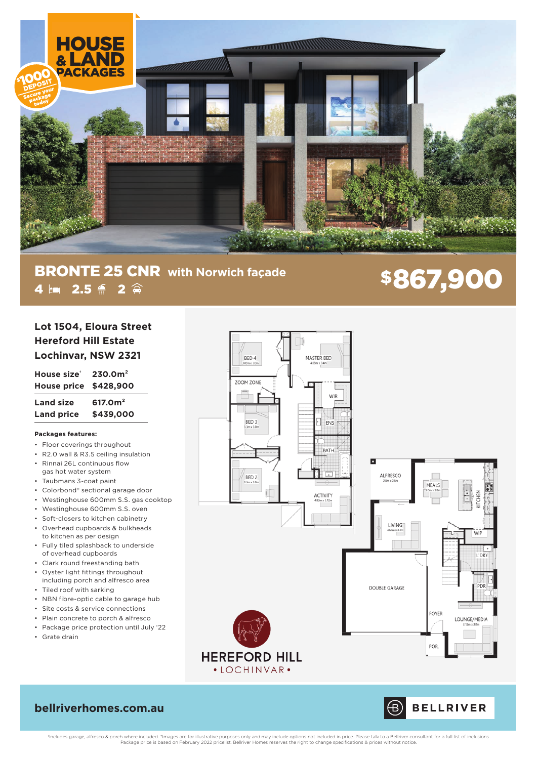# HOUSE & LAND PACKAGES

$1000 DEPOSIT Secure your package today

## BRONTE 25 CNR with Norwich façade

4 bed 2.5 bath 2 garage

**$867,900**

### Lot 1504, Eloura Street Hereford Hill Estate Lochinvar, NSW 2321

| | |
|---|---|
| **House size**[1] | **230.0m²** |
| **House price** | **$428,900** |
| **Land size** | **617.0m²** |
| **Land price** | **$439,000** |

**Packages features:**

- Floor coverings throughout
- R2.0 wall & R3.5 ceiling insulation
- Rinnai 26L continuous flow gas hot water system
- Taubmans 3-coat paint
- Colorbond® sectional garage door
- Westinghouse 600mm S.S. gas cooktop
- Westinghouse 600mm S.S. oven
- Soft-closers to kitchen cabinetry
- Overhead cupboards & bulkheads to kitchen as per design
- Fully tiled splashback to underside of overhead cupboards
- Clark round freestanding bath
- Oyster light fittings throughout including porch and alfresco area
- Tiled roof with sarking
- NBN fibre-optic cable to garage hub
- Site costs & service connections
- Plain concrete to porch & alfresco
- Package price protection until July '22
- Grate drain

BED 4 3.45m x 3.0m
MASTER BED 4.88m x 3.4m
ZOOM ZONE
WIR
BED 3 3.3m x 3.0m
ENS
BATH
BED 2 3.3m x 3.0m
ACTIVITY 4.83m x 3.12m
ALFRESCO 2.8m x 2.8m
MEALS 3.0m x 2.8m
KITCHEN
LIVING 4.67m x 3.3m
WIP
L'DRY
DOUBLE GARAGE
PDR
FOYER
LOUNGE/MEDIA 3.12m x 3.0m
POR.

HEREFORD HILL • LOCHINVAR •

**bellriverhomes.com.au**

BELLRIVER

[1]Includes garage, alfresco & porch where included. *Images are for illustrative purposes only and may include options not included in price. Please talk to a Bellriver consultant for a full list of inclusions. Package price is based on February 2022 pricelist. Bellriver Homes reserves the right to change specifications & prices without notice.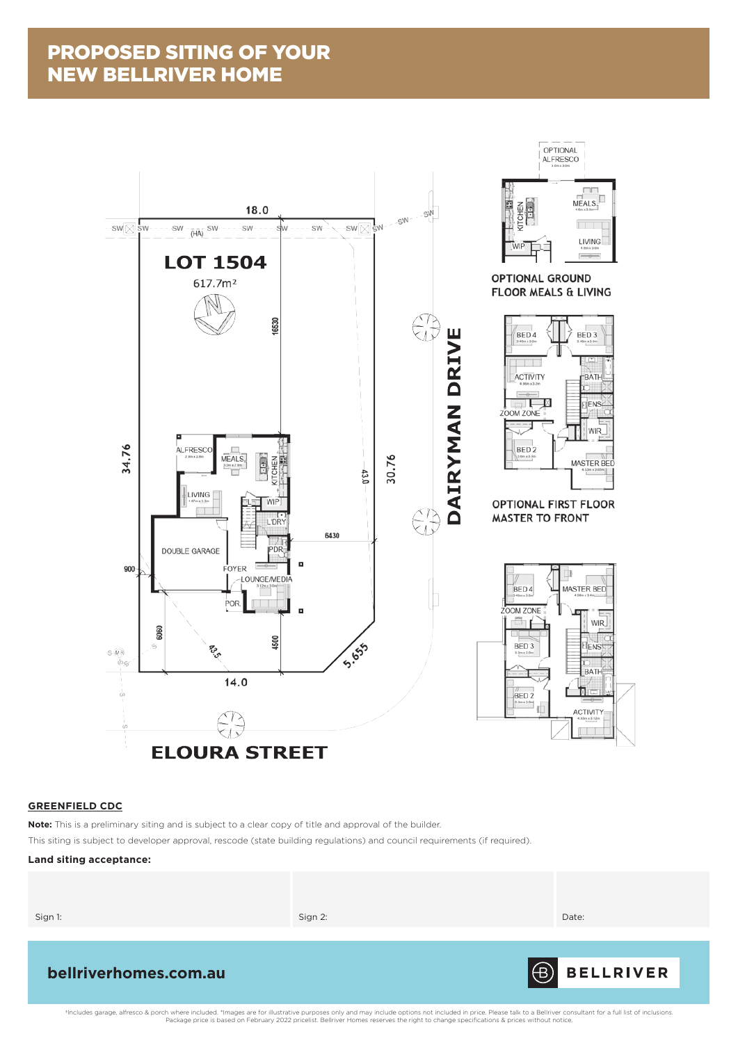# PROPOSED SITING OF YOUR NEW BELLRIVER HOME

LOT 1504

617.7m²

18.0

34.76

30.76

43.0

16530

6430

900

6060

4500

43.5

5.655

14.0

DAIRYMAN DRIVE

ELOURA STREET

ALFRESCO

MEALS

KITCHEN

LIVING

WIP

L'DRY

PDR

DOUBLE GARAGE

FOYER

LOUNGE/MEDIA

POR.

OPTIONAL ALFRESCO

KITCHEN

MEALS

LIVING

WIP

OPTIONAL GROUND FLOOR MEALS & LIVING

BED 4

BED 3

ACTIVITY

BATH

ENS

ZOOM ZONE

WIR

BED 2

MASTER BED

OPTIONAL FIRST FLOOR MASTER TO FRONT

BED 4

MASTER BED

ZOOM ZONE

WIR

BED 3

ENS

BATH

BED 2

ACTIVITY

**GREENFIELD CDC**

**Note:** This is a preliminary siting and is subject to a clear copy of title and approval of the builder.

This siting is subject to developer approval, rescode (state building regulations) and council requirements (if required).

**Land siting acceptance:**

| Sign 1: | Sign 2: | Date: |
|---|---|---|

bellriverhomes.com.au

BELLRIVER

†Includes garage, alfresco & porch where included. *Images are for illustrative purposes only and may include options not included in price. Please talk to a Bellriver consultant for a full list of inclusions. Package price is based on February 2022 pricelist. Bellriver Homes reserves the right to change specifications & prices without notice.